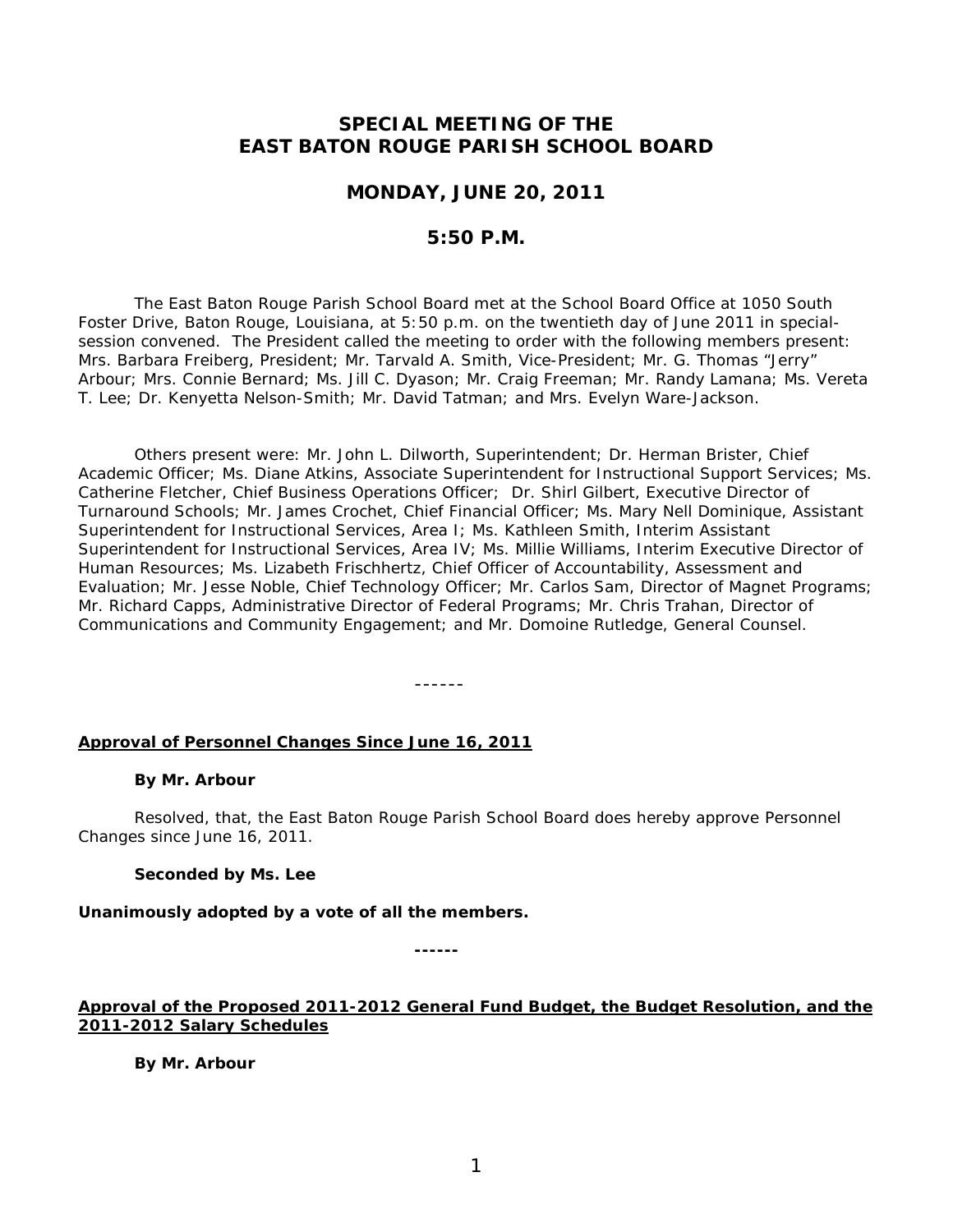# SPECIAL MEETING OF THE EAST BATON ROUGE PARISH SCHOOL BOARD

## MONDAY, JUNE 20, 2011

## 5:50 P.M.

The East Baton Rouge Parish School Board met at the School Board Office at 1050 South Foster Drive, Baton Rouge, Louisiana, at 5:50 p.m. on the twentieth day of June 2011 in special-session convened. The President called the meeting to order with the following members present: Mrs. Barbara Freiberg, President; Mr. Tarvald A. Smith, Vice-President; Mr. G. Thomas "Jerry" Arbour; Mrs. Connie Bernard; Ms. Jill C. Dyason; Mr. Craig Freeman; Mr. Randy Lamana; Ms. Vereta T. Lee; Dr. Kenyetta Nelson-Smith; Mr. David Tatman; and Mrs. Evelyn Ware-Jackson.

Others present were: Mr. John L. Dilworth, Superintendent; Dr. Herman Brister, Chief Academic Officer; Ms. Diane Atkins, Associate Superintendent for Instructional Support Services; Ms. Catherine Fletcher, Chief Business Operations Officer; Dr. Shirl Gilbert, Executive Director of Turnaround Schools; Mr. James Crochet, Chief Financial Officer; Ms. Mary Nell Dominique, Assistant Superintendent for Instructional Services, Area I; Ms. Kathleen Smith, Interim Assistant Superintendent for Instructional Services, Area IV; Ms. Millie Williams, Interim Executive Director of Human Resources; Ms. Lizabeth Frischhertz, Chief Officer of Accountability, Assessment and Evaluation; Mr. Jesse Noble, Chief Technology Officer; Mr. Carlos Sam, Director of Magnet Programs; Mr. Richard Capps, Administrative Director of Federal Programs; Mr. Chris Trahan, Director of Communications and Community Engagement; and Mr. Domoine Rutledge, General Counsel.

------

**Approval of Personnel Changes Since June 16, 2011**

**By Mr. Arbour**

Resolved, that, the East Baton Rouge Parish School Board does hereby approve Personnel Changes since June 16, 2011.

**Seconded by Ms. Lee**

**Unanimously adopted by a vote of all the members.**

**------**

**Approval of the Proposed 2011-2012 General Fund Budget, the Budget Resolution, and the 2011-2012 Salary Schedules**

**By Mr. Arbour**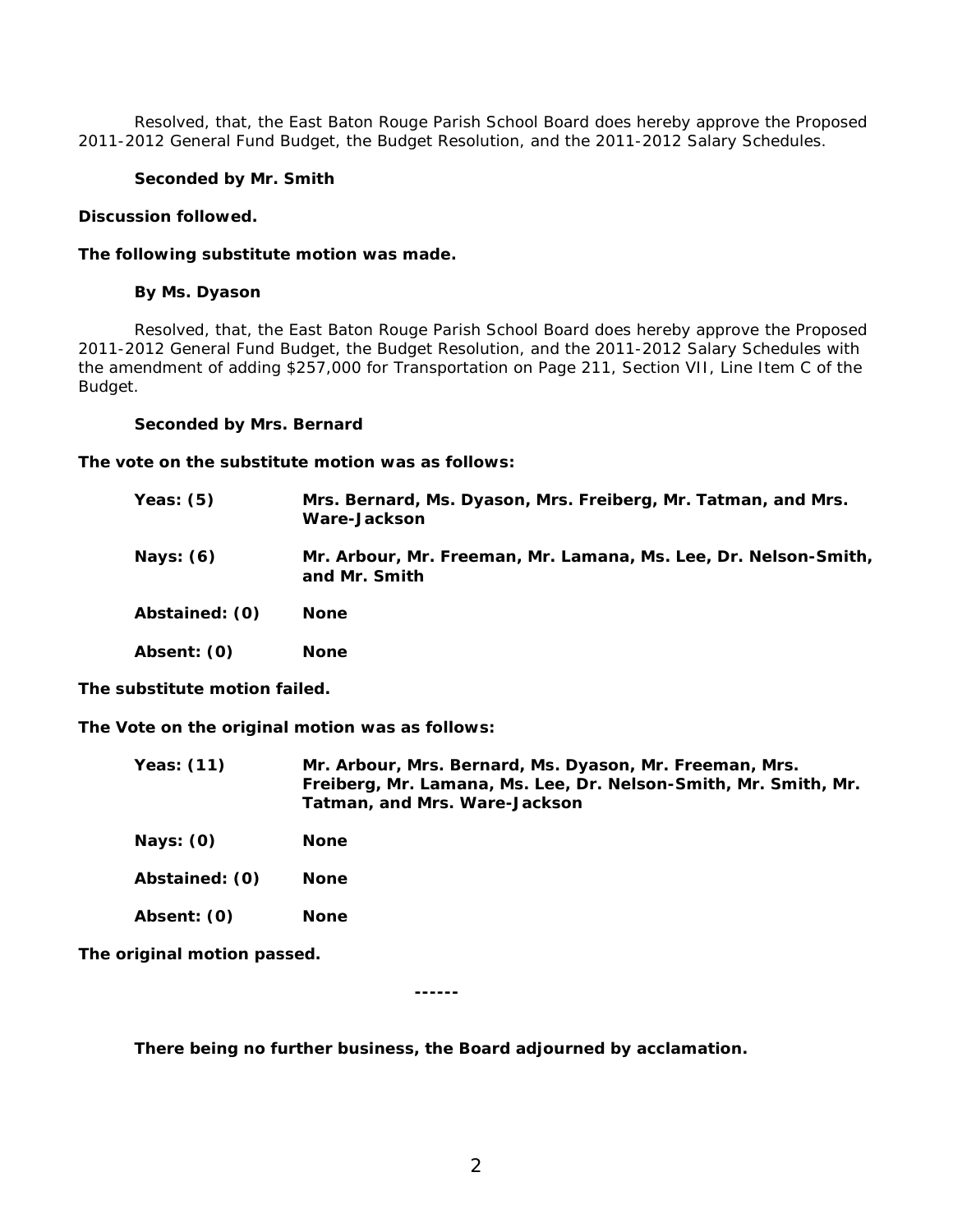Resolved, that, the East Baton Rouge Parish School Board does hereby approve the Proposed 2011-2012 General Fund Budget, the Budget Resolution, and the 2011-2012 Salary Schedules.

**Seconded by Mr. Smith**

**Discussion followed.**

**The following substitute motion was made.**

**By Ms. Dyason**

Resolved, that, the East Baton Rouge Parish School Board does hereby approve the Proposed 2011-2012 General Fund Budget, the Budget Resolution, and the 2011-2012 Salary Schedules with the amendment of adding $257,000 for Transportation on Page 211, Section VII, Line Item C of the Budget.

**Seconded by Mrs. Bernard**

**The vote on the substitute motion was as follows:**

**Yeas: (5)** **Mrs. Bernard, Ms. Dyason, Mrs. Freiberg, Mr. Tatman, and Mrs. Ware-Jackson**

**Nays: (6)** **Mr. Arbour, Mr. Freeman, Mr. Lamana, Ms. Lee, Dr. Nelson-Smith, and Mr. Smith**

**Abstained: (0)** **None**

**Absent: (0)** **None**

**The substitute motion failed.**

**The Vote on the original motion was as follows:**

**Yeas: (11)** **Mr. Arbour, Mrs. Bernard, Ms. Dyason, Mr. Freeman, Mrs. Freiberg, Mr. Lamana, Ms. Lee, Dr. Nelson-Smith, Mr. Smith, Mr. Tatman, and Mrs. Ware-Jackson**

**Nays: (0)** **None**

**Abstained: (0)** **None**

**Absent: (0)** **None**

**The original motion passed.**

**------**

**There being no further business, the Board adjourned by acclamation.**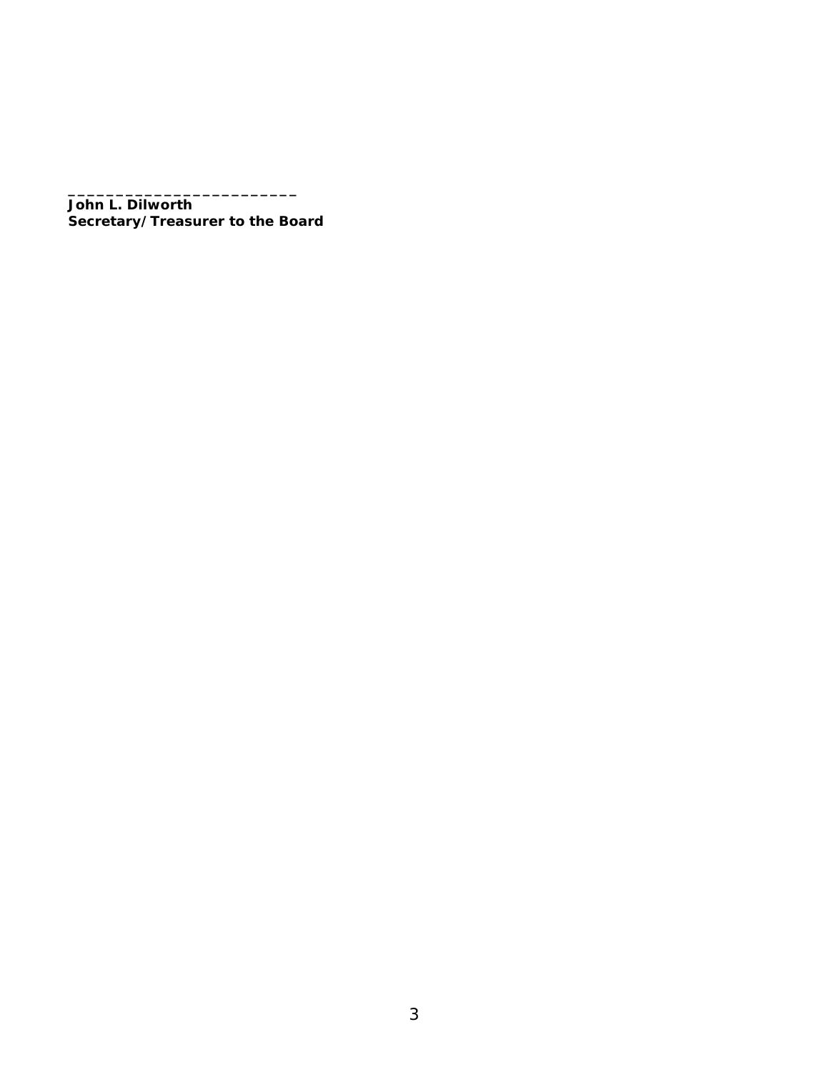_________________________
**John L. Dilworth**
**Secretary/Treasurer to the Board**